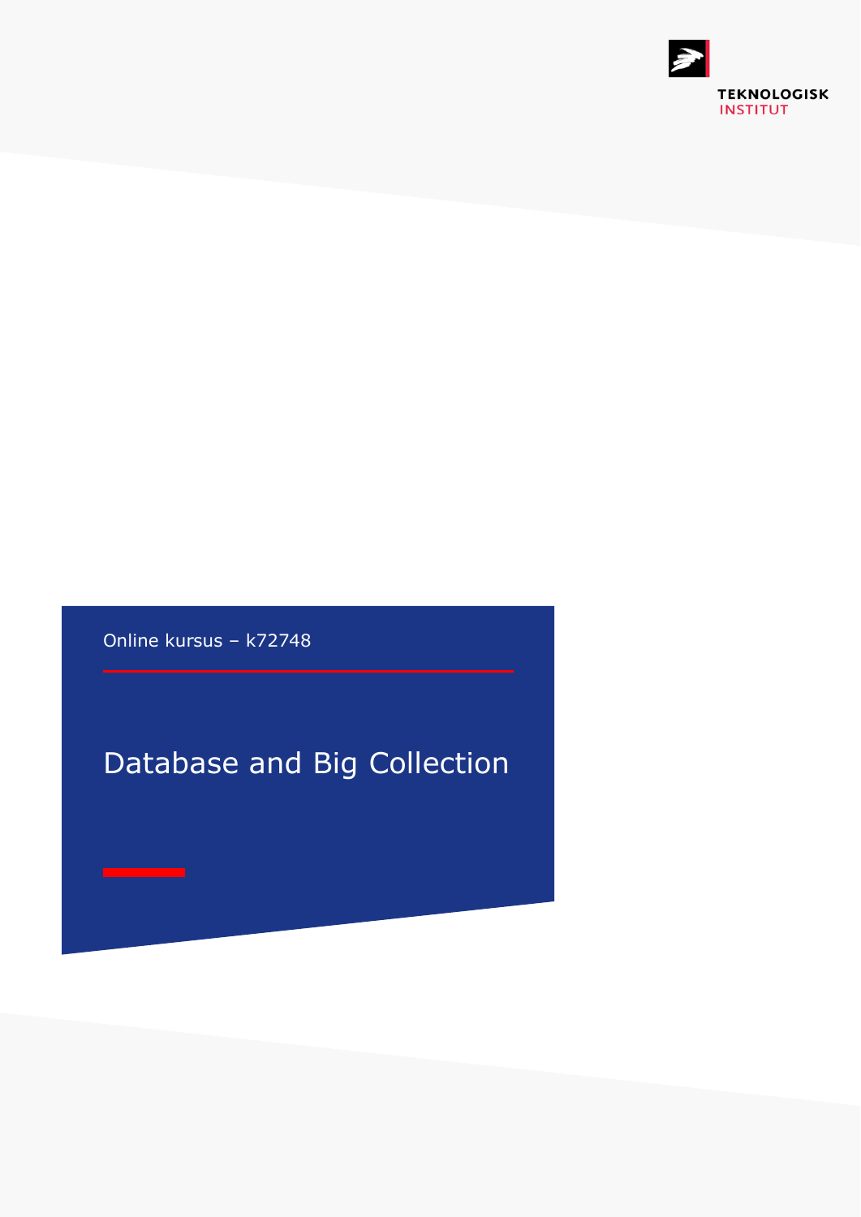TEKNOLOGISK INSTITUT

Online kursus – k72748

# Database and Big Collection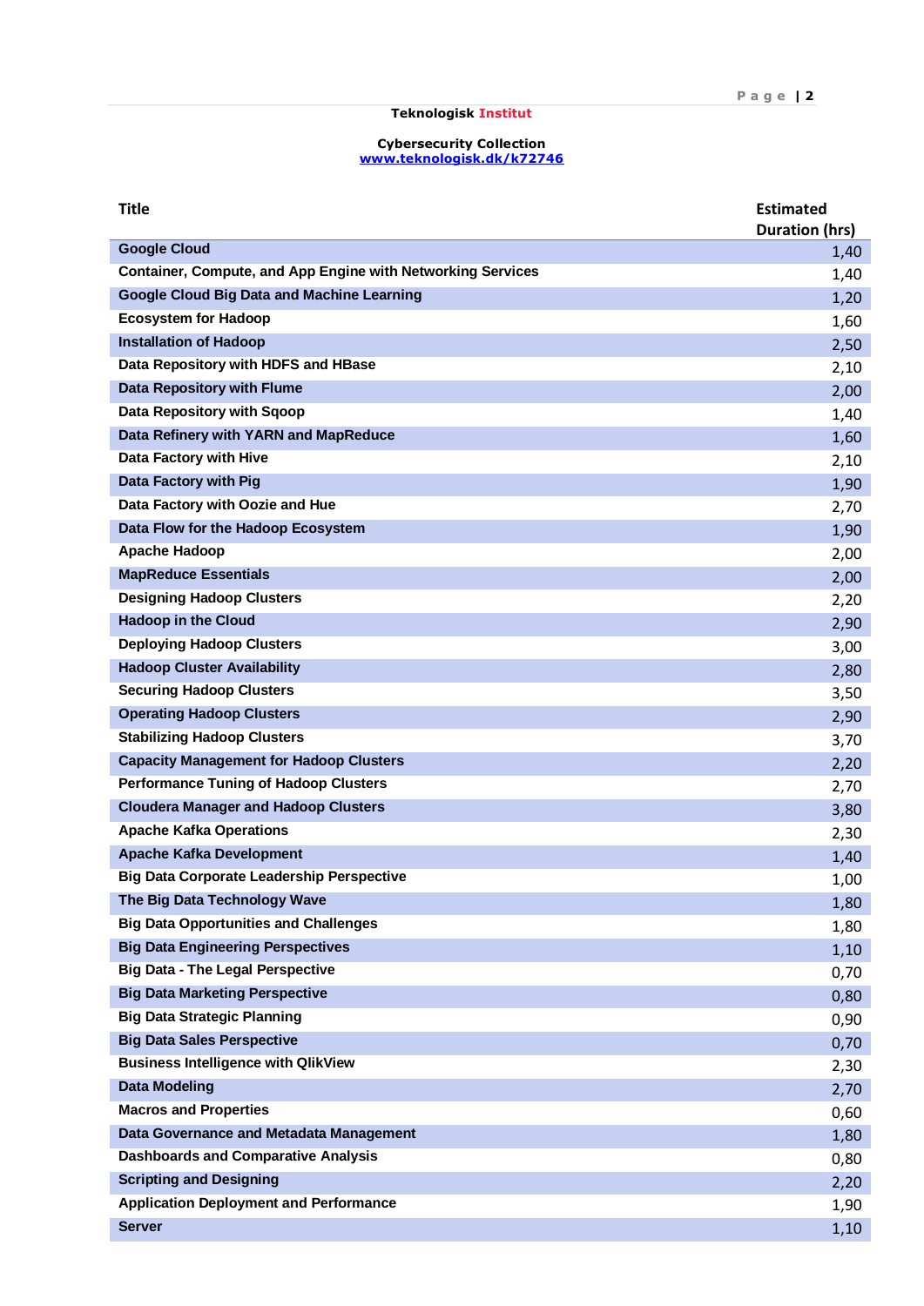**Teknologisk Institut**

**Cybersecurity Collection**
**www.teknologisk.dk/k72746**

| Title | Estimated Duration (hrs) |
|---|---|
| Google Cloud | 1,40 |
| Container, Compute, and App Engine with Networking Services | 1,40 |
| Google Cloud Big Data and Machine Learning | 1,20 |
| Ecosystem for Hadoop | 1,60 |
| Installation of Hadoop | 2,50 |
| Data Repository with HDFS and HBase | 2,10 |
| Data Repository with Flume | 2,00 |
| Data Repository with Sqoop | 1,40 |
| Data Refinery with YARN and MapReduce | 1,60 |
| Data Factory with Hive | 2,10 |
| Data Factory with Pig | 1,90 |
| Data Factory with Oozie and Hue | 2,70 |
| Data Flow for the Hadoop Ecosystem | 1,90 |
| Apache Hadoop | 2,00 |
| MapReduce Essentials | 2,00 |
| Designing Hadoop Clusters | 2,20 |
| Hadoop in the Cloud | 2,90 |
| Deploying Hadoop Clusters | 3,00 |
| Hadoop Cluster Availability | 2,80 |
| Securing Hadoop Clusters | 3,50 |
| Operating Hadoop Clusters | 2,90 |
| Stabilizing Hadoop Clusters | 3,70 |
| Capacity Management for Hadoop Clusters | 2,20 |
| Performance Tuning of Hadoop Clusters | 2,70 |
| Cloudera Manager and Hadoop Clusters | 3,80 |
| Apache Kafka Operations | 2,30 |
| Apache Kafka Development | 1,40 |
| Big Data Corporate Leadership Perspective | 1,00 |
| The Big Data Technology Wave | 1,80 |
| Big Data Opportunities and Challenges | 1,80 |
| Big Data Engineering Perspectives | 1,10 |
| Big Data - The Legal Perspective | 0,70 |
| Big Data Marketing Perspective | 0,80 |
| Big Data Strategic Planning | 0,90 |
| Big Data Sales Perspective | 0,70 |
| Business Intelligence with QlikView | 2,30 |
| Data Modeling | 2,70 |
| Macros and Properties | 0,60 |
| Data Governance and Metadata Management | 1,80 |
| Dashboards and Comparative Analysis | 0,80 |
| Scripting and Designing | 2,20 |
| Application Deployment and Performance | 1,90 |
| Server | 1,10 |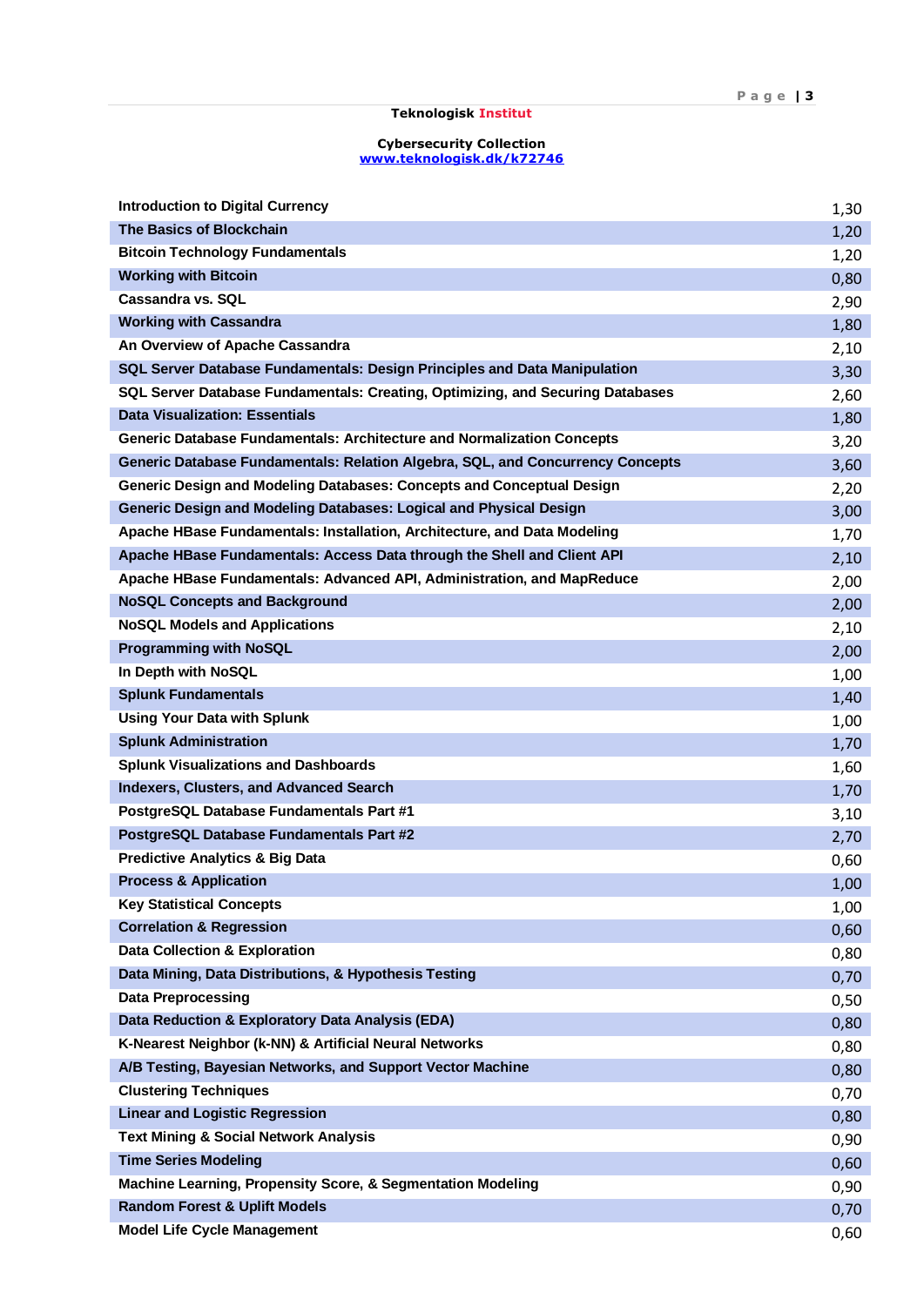**Teknologisk Institut**

**Cybersecurity Collection**
**www.teknologisk.dk/k72746**

| | |
|---|---|
| **Introduction to Digital Currency** | 1,30 |
| **The Basics of Blockchain** | 1,20 |
| **Bitcoin Technology Fundamentals** | 1,20 |
| **Working with Bitcoin** | 0,80 |
| **Cassandra vs. SQL** | 2,90 |
| **Working with Cassandra** | 1,80 |
| **An Overview of Apache Cassandra** | 2,10 |
| **SQL Server Database Fundamentals: Design Principles and Data Manipulation** | 3,30 |
| **SQL Server Database Fundamentals: Creating, Optimizing, and Securing Databases** | 2,60 |
| **Data Visualization: Essentials** | 1,80 |
| **Generic Database Fundamentals: Architecture and Normalization Concepts** | 3,20 |
| **Generic Database Fundamentals: Relation Algebra, SQL, and Concurrency Concepts** | 3,60 |
| **Generic Design and Modeling Databases: Concepts and Conceptual Design** | 2,20 |
| **Generic Design and Modeling Databases: Logical and Physical Design** | 3,00 |
| **Apache HBase Fundamentals: Installation, Architecture, and Data Modeling** | 1,70 |
| **Apache HBase Fundamentals: Access Data through the Shell and Client API** | 2,10 |
| **Apache HBase Fundamentals: Advanced API, Administration, and MapReduce** | 2,00 |
| **NoSQL Concepts and Background** | 2,00 |
| **NoSQL Models and Applications** | 2,10 |
| **Programming with NoSQL** | 2,00 |
| **In Depth with NoSQL** | 1,00 |
| **Splunk Fundamentals** | 1,40 |
| **Using Your Data with Splunk** | 1,00 |
| **Splunk Administration** | 1,70 |
| **Splunk Visualizations and Dashboards** | 1,60 |
| **Indexers, Clusters, and Advanced Search** | 1,70 |
| **PostgreSQL Database Fundamentals Part #1** | 3,10 |
| **PostgreSQL Database Fundamentals Part #2** | 2,70 |
| **Predictive Analytics & Big Data** | 0,60 |
| **Process & Application** | 1,00 |
| **Key Statistical Concepts** | 1,00 |
| **Correlation & Regression** | 0,60 |
| **Data Collection & Exploration** | 0,80 |
| **Data Mining, Data Distributions, & Hypothesis Testing** | 0,70 |
| **Data Preprocessing** | 0,50 |
| **Data Reduction & Exploratory Data Analysis (EDA)** | 0,80 |
| **K-Nearest Neighbor (k-NN) & Artificial Neural Networks** | 0,80 |
| **A/B Testing, Bayesian Networks, and Support Vector Machine** | 0,80 |
| **Clustering Techniques** | 0,70 |
| **Linear and Logistic Regression** | 0,80 |
| **Text Mining & Social Network Analysis** | 0,90 |
| **Time Series Modeling** | 0,60 |
| **Machine Learning, Propensity Score, & Segmentation Modeling** | 0,90 |
| **Random Forest & Uplift Models** | 0,70 |
| **Model Life Cycle Management** | 0,60 |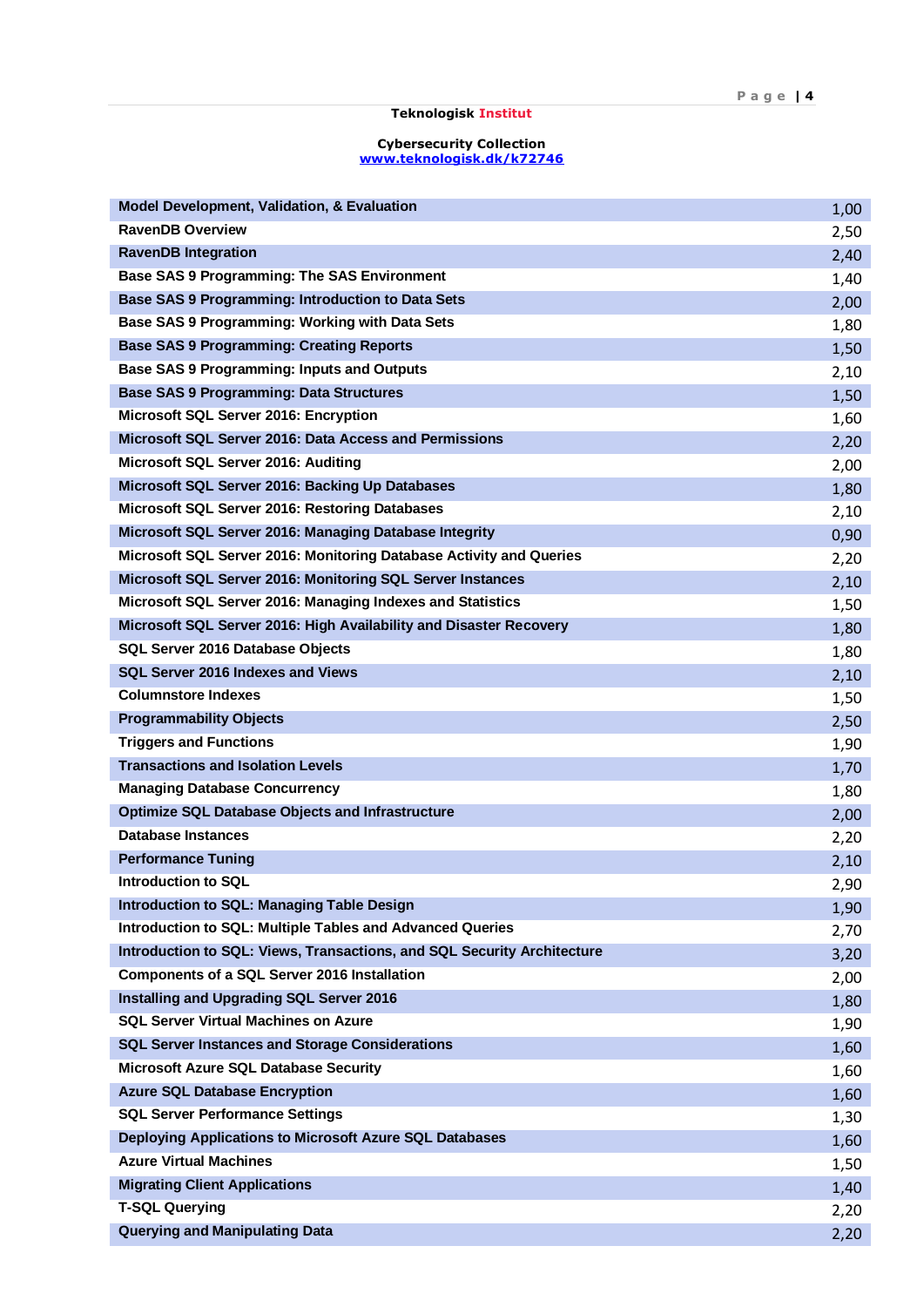Teknologisk Institut

Cybersecurity Collection
www.teknologisk.dk/k72746

| | |
|---|---|
| Model Development, Validation, & Evaluation | 1,00 |
| RavenDB Overview | 2,50 |
| RavenDB Integration | 2,40 |
| Base SAS 9 Programming: The SAS Environment | 1,40 |
| Base SAS 9 Programming: Introduction to Data Sets | 2,00 |
| Base SAS 9 Programming: Working with Data Sets | 1,80 |
| Base SAS 9 Programming: Creating Reports | 1,50 |
| Base SAS 9 Programming: Inputs and Outputs | 2,10 |
| Base SAS 9 Programming: Data Structures | 1,50 |
| Microsoft SQL Server 2016: Encryption | 1,60 |
| Microsoft SQL Server 2016: Data Access and Permissions | 2,20 |
| Microsoft SQL Server 2016: Auditing | 2,00 |
| Microsoft SQL Server 2016: Backing Up Databases | 1,80 |
| Microsoft SQL Server 2016: Restoring Databases | 2,10 |
| Microsoft SQL Server 2016: Managing Database Integrity | 0,90 |
| Microsoft SQL Server 2016: Monitoring Database Activity and Queries | 2,20 |
| Microsoft SQL Server 2016: Monitoring SQL Server Instances | 2,10 |
| Microsoft SQL Server 2016: Managing Indexes and Statistics | 1,50 |
| Microsoft SQL Server 2016: High Availability and Disaster Recovery | 1,80 |
| SQL Server 2016 Database Objects | 1,80 |
| SQL Server 2016 Indexes and Views | 2,10 |
| Columnstore Indexes | 1,50 |
| Programmability Objects | 2,50 |
| Triggers and Functions | 1,90 |
| Transactions and Isolation Levels | 1,70 |
| Managing Database Concurrency | 1,80 |
| Optimize SQL Database Objects and Infrastructure | 2,00 |
| Database Instances | 2,20 |
| Performance Tuning | 2,10 |
| Introduction to SQL | 2,90 |
| Introduction to SQL: Managing Table Design | 1,90 |
| Introduction to SQL: Multiple Tables and Advanced Queries | 2,70 |
| Introduction to SQL: Views, Transactions, and SQL Security Architecture | 3,20 |
| Components of a SQL Server 2016 Installation | 2,00 |
| Installing and Upgrading SQL Server 2016 | 1,80 |
| SQL Server Virtual Machines on Azure | 1,90 |
| SQL Server Instances and Storage Considerations | 1,60 |
| Microsoft Azure SQL Database Security | 1,60 |
| Azure SQL Database Encryption | 1,60 |
| SQL Server Performance Settings | 1,30 |
| Deploying Applications to Microsoft Azure SQL Databases | 1,60 |
| Azure Virtual Machines | 1,50 |
| Migrating Client Applications | 1,40 |
| T-SQL Querying | 2,20 |
| Querying and Manipulating Data | 2,20 |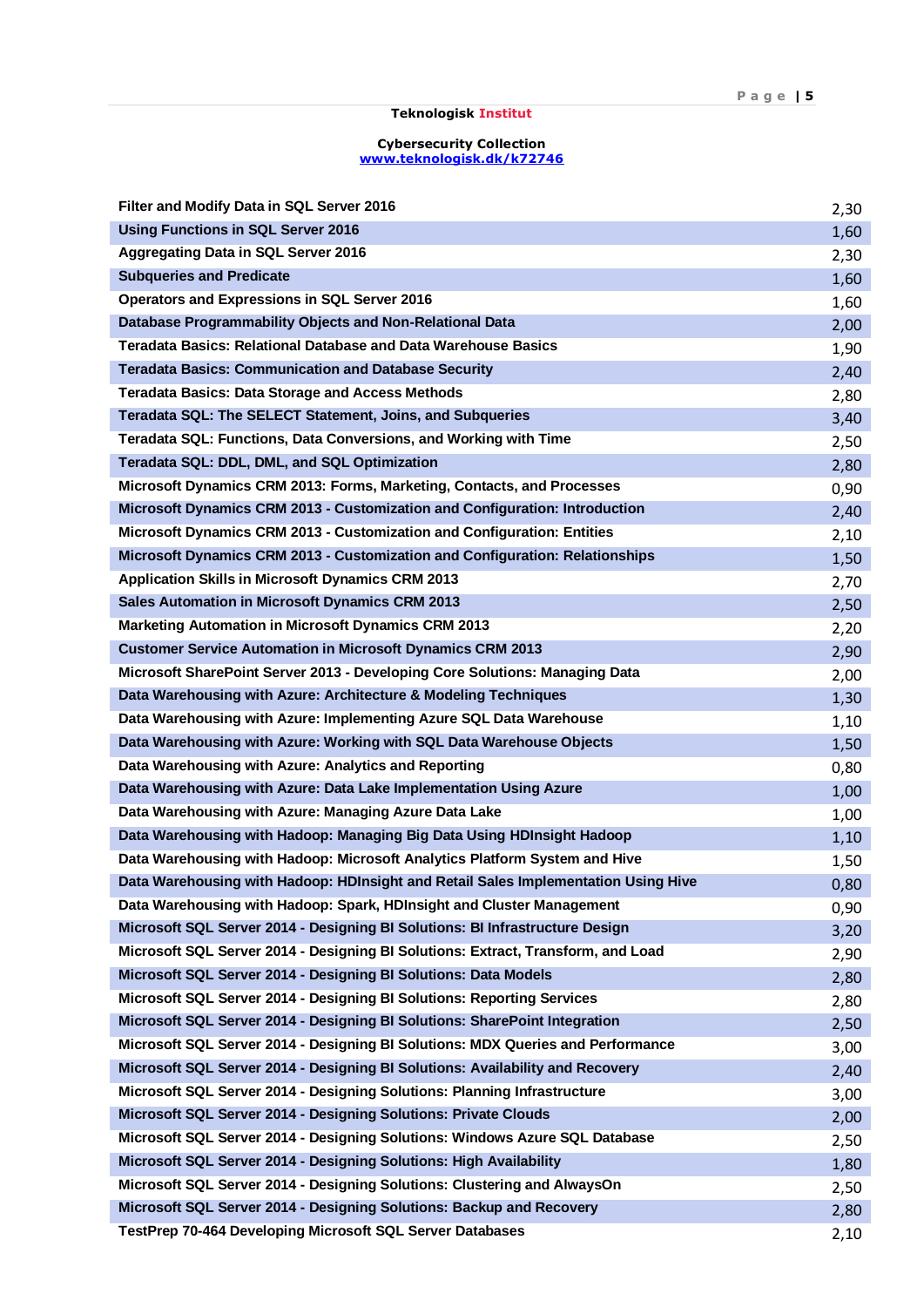**Teknologisk Institut**

**Cybersecurity Collection**
**www.teknologisk.dk/k72746**

| | |
|---|---|
| Filter and Modify Data in SQL Server 2016 | 2,30 |
| Using Functions in SQL Server 2016 | 1,60 |
| Aggregating Data in SQL Server 2016 | 2,30 |
| Subqueries and Predicate | 1,60 |
| Operators and Expressions in SQL Server 2016 | 1,60 |
| Database Programmability Objects and Non-Relational Data | 2,00 |
| Teradata Basics: Relational Database and Data Warehouse Basics | 1,90 |
| Teradata Basics: Communication and Database Security | 2,40 |
| Teradata Basics: Data Storage and Access Methods | 2,80 |
| Teradata SQL: The SELECT Statement, Joins, and Subqueries | 3,40 |
| Teradata SQL: Functions, Data Conversions, and Working with Time | 2,50 |
| Teradata SQL: DDL, DML, and SQL Optimization | 2,80 |
| Microsoft Dynamics CRM 2013: Forms, Marketing, Contacts, and Processes | 0,90 |
| Microsoft Dynamics CRM 2013 - Customization and Configuration: Introduction | 2,40 |
| Microsoft Dynamics CRM 2013 - Customization and Configuration: Entities | 2,10 |
| Microsoft Dynamics CRM 2013 - Customization and Configuration: Relationships | 1,50 |
| Application Skills in Microsoft Dynamics CRM 2013 | 2,70 |
| Sales Automation in Microsoft Dynamics CRM 2013 | 2,50 |
| Marketing Automation in Microsoft Dynamics CRM 2013 | 2,20 |
| Customer Service Automation in Microsoft Dynamics CRM 2013 | 2,90 |
| Microsoft SharePoint Server 2013 - Developing Core Solutions: Managing Data | 2,00 |
| Data Warehousing with Azure: Architecture & Modeling Techniques | 1,30 |
| Data Warehousing with Azure: Implementing Azure SQL Data Warehouse | 1,10 |
| Data Warehousing with Azure: Working with SQL Data Warehouse Objects | 1,50 |
| Data Warehousing with Azure: Analytics and Reporting | 0,80 |
| Data Warehousing with Azure: Data Lake Implementation Using Azure | 1,00 |
| Data Warehousing with Azure: Managing Azure Data Lake | 1,00 |
| Data Warehousing with Hadoop: Managing Big Data Using HDInsight Hadoop | 1,10 |
| Data Warehousing with Hadoop: Microsoft Analytics Platform System and Hive | 1,50 |
| Data Warehousing with Hadoop: HDInsight and Retail Sales Implementation Using Hive | 0,80 |
| Data Warehousing with Hadoop: Spark, HDInsight and Cluster Management | 0,90 |
| Microsoft SQL Server 2014 - Designing BI Solutions: BI Infrastructure Design | 3,20 |
| Microsoft SQL Server 2014 - Designing BI Solutions: Extract, Transform, and Load | 2,90 |
| Microsoft SQL Server 2014 - Designing BI Solutions: Data Models | 2,80 |
| Microsoft SQL Server 2014 - Designing BI Solutions: Reporting Services | 2,80 |
| Microsoft SQL Server 2014 - Designing BI Solutions: SharePoint Integration | 2,50 |
| Microsoft SQL Server 2014 - Designing BI Solutions: MDX Queries and Performance | 3,00 |
| Microsoft SQL Server 2014 - Designing BI Solutions: Availability and Recovery | 2,40 |
| Microsoft SQL Server 2014 - Designing Solutions: Planning Infrastructure | 3,00 |
| Microsoft SQL Server 2014 - Designing Solutions: Private Clouds | 2,00 |
| Microsoft SQL Server 2014 - Designing Solutions: Windows Azure SQL Database | 2,50 |
| Microsoft SQL Server 2014 - Designing Solutions: High Availability | 1,80 |
| Microsoft SQL Server 2014 - Designing Solutions: Clustering and AlwaysOn | 2,50 |
| Microsoft SQL Server 2014 - Designing Solutions: Backup and Recovery | 2,80 |
| TestPrep 70-464 Developing Microsoft SQL Server Databases | 2,10 |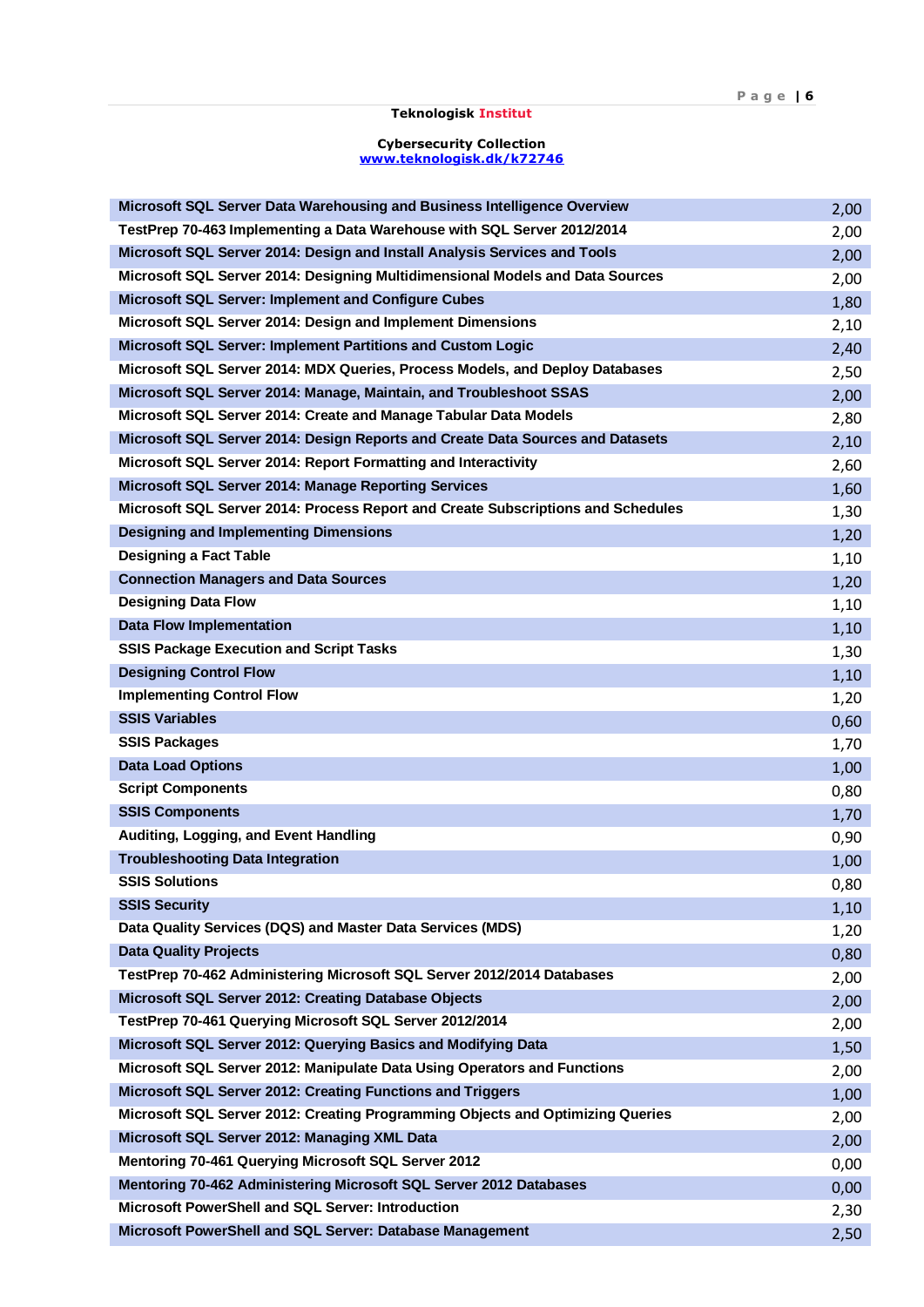**Teknologisk Institut**

**Cybersecurity Collection**
**www.teknologisk.dk/k72746**

| | |
|---|---|
| **Microsoft SQL Server Data Warehousing and Business Intelligence Overview** | 2,00 |
| **TestPrep 70-463 Implementing a Data Warehouse with SQL Server 2012/2014** | 2,00 |
| **Microsoft SQL Server 2014: Design and Install Analysis Services and Tools** | 2,00 |
| **Microsoft SQL Server 2014: Designing Multidimensional Models and Data Sources** | 2,00 |
| **Microsoft SQL Server: Implement and Configure Cubes** | 1,80 |
| **Microsoft SQL Server 2014: Design and Implement Dimensions** | 2,10 |
| **Microsoft SQL Server: Implement Partitions and Custom Logic** | 2,40 |
| **Microsoft SQL Server 2014: MDX Queries, Process Models, and Deploy Databases** | 2,50 |
| **Microsoft SQL Server 2014: Manage, Maintain, and Troubleshoot SSAS** | 2,00 |
| **Microsoft SQL Server 2014: Create and Manage Tabular Data Models** | 2,80 |
| **Microsoft SQL Server 2014: Design Reports and Create Data Sources and Datasets** | 2,10 |
| **Microsoft SQL Server 2014: Report Formatting and Interactivity** | 2,60 |
| **Microsoft SQL Server 2014: Manage Reporting Services** | 1,60 |
| **Microsoft SQL Server 2014: Process Report and Create Subscriptions and Schedules** | 1,30 |
| **Designing and Implementing Dimensions** | 1,20 |
| **Designing a Fact Table** | 1,10 |
| **Connection Managers and Data Sources** | 1,20 |
| **Designing Data Flow** | 1,10 |
| **Data Flow Implementation** | 1,10 |
| **SSIS Package Execution and Script Tasks** | 1,30 |
| **Designing Control Flow** | 1,10 |
| **Implementing Control Flow** | 1,20 |
| **SSIS Variables** | 0,60 |
| **SSIS Packages** | 1,70 |
| **Data Load Options** | 1,00 |
| **Script Components** | 0,80 |
| **SSIS Components** | 1,70 |
| **Auditing, Logging, and Event Handling** | 0,90 |
| **Troubleshooting Data Integration** | 1,00 |
| **SSIS Solutions** | 0,80 |
| **SSIS Security** | 1,10 |
| **Data Quality Services (DQS) and Master Data Services (MDS)** | 1,20 |
| **Data Quality Projects** | 0,80 |
| **TestPrep 70-462 Administering Microsoft SQL Server 2012/2014 Databases** | 2,00 |
| **Microsoft SQL Server 2012: Creating Database Objects** | 2,00 |
| **TestPrep 70-461 Querying Microsoft SQL Server 2012/2014** | 2,00 |
| **Microsoft SQL Server 2012: Querying Basics and Modifying Data** | 1,50 |
| **Microsoft SQL Server 2012: Manipulate Data Using Operators and Functions** | 2,00 |
| **Microsoft SQL Server 2012: Creating Functions and Triggers** | 1,00 |
| **Microsoft SQL Server 2012: Creating Programming Objects and Optimizing Queries** | 2,00 |
| **Microsoft SQL Server 2012: Managing XML Data** | 2,00 |
| **Mentoring 70-461 Querying Microsoft SQL Server 2012** | 0,00 |
| **Mentoring 70-462 Administering Microsoft SQL Server 2012 Databases** | 0,00 |
| **Microsoft PowerShell and SQL Server: Introduction** | 2,30 |
| **Microsoft PowerShell and SQL Server: Database Management** | 2,50 |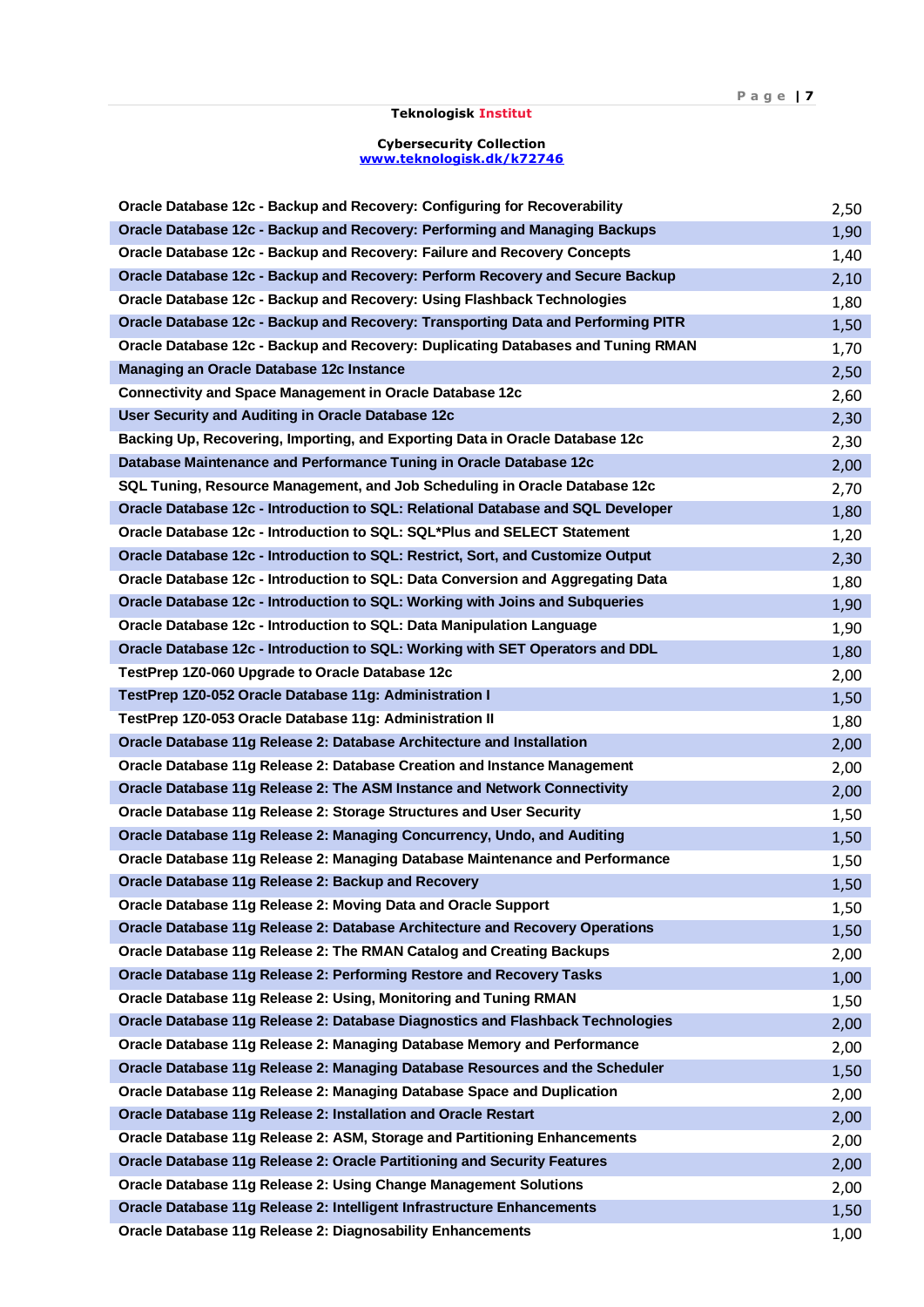**Teknologisk Institut**

**Cybersecurity Collection**
**www.teknologisk.dk/k72746**

| | |
|---|---|
| Oracle Database 12c - Backup and Recovery: Configuring for Recoverability | 2,50 |
| Oracle Database 12c - Backup and Recovery: Performing and Managing Backups | 1,90 |
| Oracle Database 12c - Backup and Recovery: Failure and Recovery Concepts | 1,40 |
| Oracle Database 12c - Backup and Recovery: Perform Recovery and Secure Backup | 2,10 |
| Oracle Database 12c - Backup and Recovery: Using Flashback Technologies | 1,80 |
| Oracle Database 12c - Backup and Recovery: Transporting Data and Performing PITR | 1,50 |
| Oracle Database 12c - Backup and Recovery: Duplicating Databases and Tuning RMAN | 1,70 |
| Managing an Oracle Database 12c Instance | 2,50 |
| Connectivity and Space Management in Oracle Database 12c | 2,60 |
| User Security and Auditing in Oracle Database 12c | 2,30 |
| Backing Up, Recovering, Importing, and Exporting Data in Oracle Database 12c | 2,30 |
| Database Maintenance and Performance Tuning in Oracle Database 12c | 2,00 |
| SQL Tuning, Resource Management, and Job Scheduling in Oracle Database 12c | 2,70 |
| Oracle Database 12c - Introduction to SQL: Relational Database and SQL Developer | 1,80 |
| Oracle Database 12c - Introduction to SQL: SQL*Plus and SELECT Statement | 1,20 |
| Oracle Database 12c - Introduction to SQL: Restrict, Sort, and Customize Output | 2,30 |
| Oracle Database 12c - Introduction to SQL: Data Conversion and Aggregating Data | 1,80 |
| Oracle Database 12c - Introduction to SQL: Working with Joins and Subqueries | 1,90 |
| Oracle Database 12c - Introduction to SQL: Data Manipulation Language | 1,90 |
| Oracle Database 12c - Introduction to SQL: Working with SET Operators and DDL | 1,80 |
| TestPrep 1Z0-060 Upgrade to Oracle Database 12c | 2,00 |
| TestPrep 1Z0-052 Oracle Database 11g: Administration I | 1,50 |
| TestPrep 1Z0-053 Oracle Database 11g: Administration II | 1,80 |
| Oracle Database 11g Release 2: Database Architecture and Installation | 2,00 |
| Oracle Database 11g Release 2: Database Creation and Instance Management | 2,00 |
| Oracle Database 11g Release 2: The ASM Instance and Network Connectivity | 2,00 |
| Oracle Database 11g Release 2: Storage Structures and User Security | 1,50 |
| Oracle Database 11g Release 2: Managing Concurrency, Undo, and Auditing | 1,50 |
| Oracle Database 11g Release 2: Managing Database Maintenance and Performance | 1,50 |
| Oracle Database 11g Release 2: Backup and Recovery | 1,50 |
| Oracle Database 11g Release 2: Moving Data and Oracle Support | 1,50 |
| Oracle Database 11g Release 2: Database Architecture and Recovery Operations | 1,50 |
| Oracle Database 11g Release 2: The RMAN Catalog and Creating Backups | 2,00 |
| Oracle Database 11g Release 2: Performing Restore and Recovery Tasks | 1,00 |
| Oracle Database 11g Release 2: Using, Monitoring and Tuning RMAN | 1,50 |
| Oracle Database 11g Release 2: Database Diagnostics and Flashback Technologies | 2,00 |
| Oracle Database 11g Release 2: Managing Database Memory and Performance | 2,00 |
| Oracle Database 11g Release 2: Managing Database Resources and the Scheduler | 1,50 |
| Oracle Database 11g Release 2: Managing Database Space and Duplication | 2,00 |
| Oracle Database 11g Release 2: Installation and Oracle Restart | 2,00 |
| Oracle Database 11g Release 2: ASM, Storage and Partitioning Enhancements | 2,00 |
| Oracle Database 11g Release 2: Oracle Partitioning and Security Features | 2,00 |
| Oracle Database 11g Release 2: Using Change Management Solutions | 2,00 |
| Oracle Database 11g Release 2: Intelligent Infrastructure Enhancements | 1,50 |
| Oracle Database 11g Release 2: Diagnosability Enhancements | 1,00 |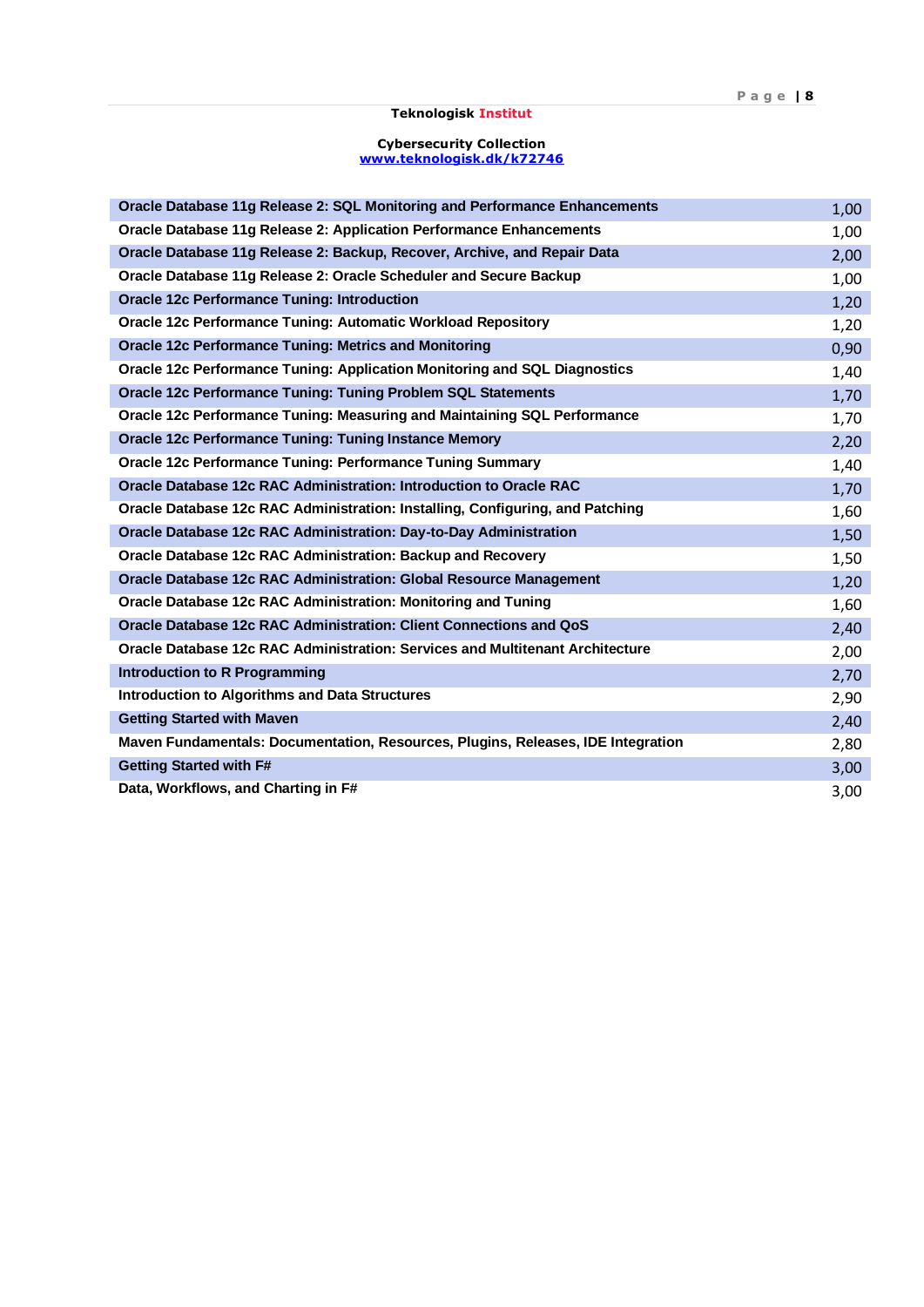**Teknologisk Institut**

**Cybersecurity Collection**
www.teknologisk.dk/k72746

| | |
|---|---|
| **Oracle Database 11g Release 2: SQL Monitoring and Performance Enhancements** | 1,00 |
| **Oracle Database 11g Release 2: Application Performance Enhancements** | 1,00 |
| **Oracle Database 11g Release 2: Backup, Recover, Archive, and Repair Data** | 2,00 |
| **Oracle Database 11g Release 2: Oracle Scheduler and Secure Backup** | 1,00 |
| **Oracle 12c Performance Tuning: Introduction** | 1,20 |
| **Oracle 12c Performance Tuning: Automatic Workload Repository** | 1,20 |
| **Oracle 12c Performance Tuning: Metrics and Monitoring** | 0,90 |
| **Oracle 12c Performance Tuning: Application Monitoring and SQL Diagnostics** | 1,40 |
| **Oracle 12c Performance Tuning: Tuning Problem SQL Statements** | 1,70 |
| **Oracle 12c Performance Tuning: Measuring and Maintaining SQL Performance** | 1,70 |
| **Oracle 12c Performance Tuning: Tuning Instance Memory** | 2,20 |
| **Oracle 12c Performance Tuning: Performance Tuning Summary** | 1,40 |
| **Oracle Database 12c RAC Administration: Introduction to Oracle RAC** | 1,70 |
| **Oracle Database 12c RAC Administration: Installing, Configuring, and Patching** | 1,60 |
| **Oracle Database 12c RAC Administration: Day-to-Day Administration** | 1,50 |
| **Oracle Database 12c RAC Administration: Backup and Recovery** | 1,50 |
| **Oracle Database 12c RAC Administration: Global Resource Management** | 1,20 |
| **Oracle Database 12c RAC Administration: Monitoring and Tuning** | 1,60 |
| **Oracle Database 12c RAC Administration: Client Connections and QoS** | 2,40 |
| **Oracle Database 12c RAC Administration: Services and Multitenant Architecture** | 2,00 |
| **Introduction to R Programming** | 2,70 |
| **Introduction to Algorithms and Data Structures** | 2,90 |
| **Getting Started with Maven** | 2,40 |
| **Maven Fundamentals: Documentation, Resources, Plugins, Releases, IDE Integration** | 2,80 |
| **Getting Started with F#** | 3,00 |
| **Data, Workflows, and Charting in F#** | 3,00 |